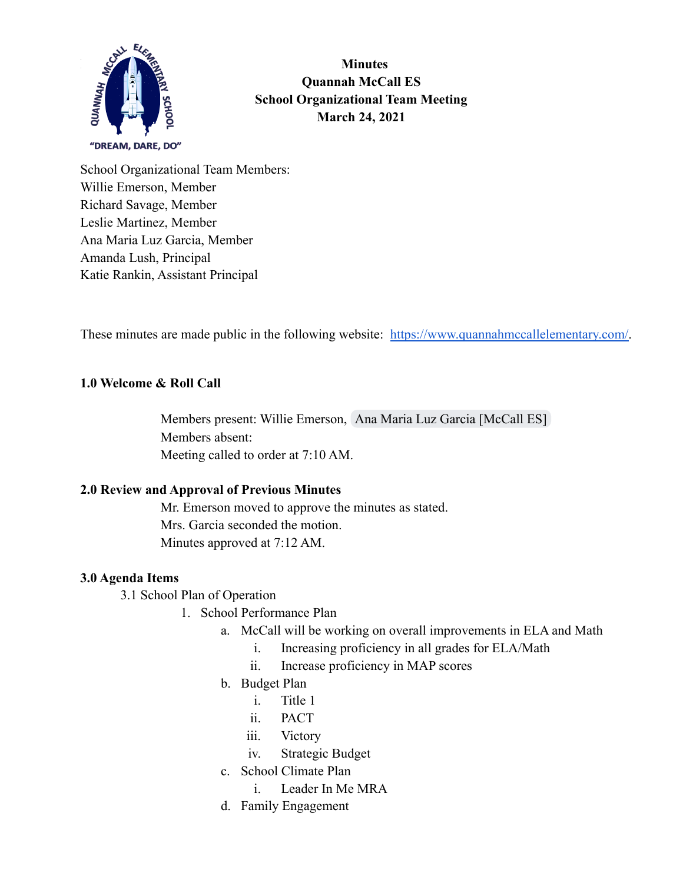**Minutes**
**Quannah McCall ES**
**School Organizational Team Meeting**
**March 24, 2021**

"DREAM, DARE, DO"

School Organizational Team Members:
Willie Emerson, Member
Richard Savage, Member
Leslie Martinez, Member
Ana Maria Luz Garcia, Member
Amanda Lush, Principal
Katie Rankin, Assistant Principal

These minutes are made public in the following website: [https://www.quannahmccallelementary.com/](https://www.quannahmccallelementary.com/).

## 1.0 Welcome & Roll Call

Members present: Willie Emerson, Ana Maria Luz Garcia [McCall ES]
Members absent:
Meeting called to order at 7:10 AM.

## 2.0 Review and Approval of Previous Minutes

Mr. Emerson moved to approve the minutes as stated.
Mrs. Garcia seconded the motion.
Minutes approved at 7:12 AM.

## 3.0 Agenda Items

3.1 School Plan of Operation

1. School Performance Plan
    a. McCall will be working on overall improvements in ELA and Math
        i. Increasing proficiency in all grades for ELA/Math
        ii. Increase proficiency in MAP scores
    b. Budget Plan
        i. Title 1
        ii. PACT
        iii. Victory
        iv. Strategic Budget
    c. School Climate Plan
        i. Leader In Me MRA
    d. Family Engagement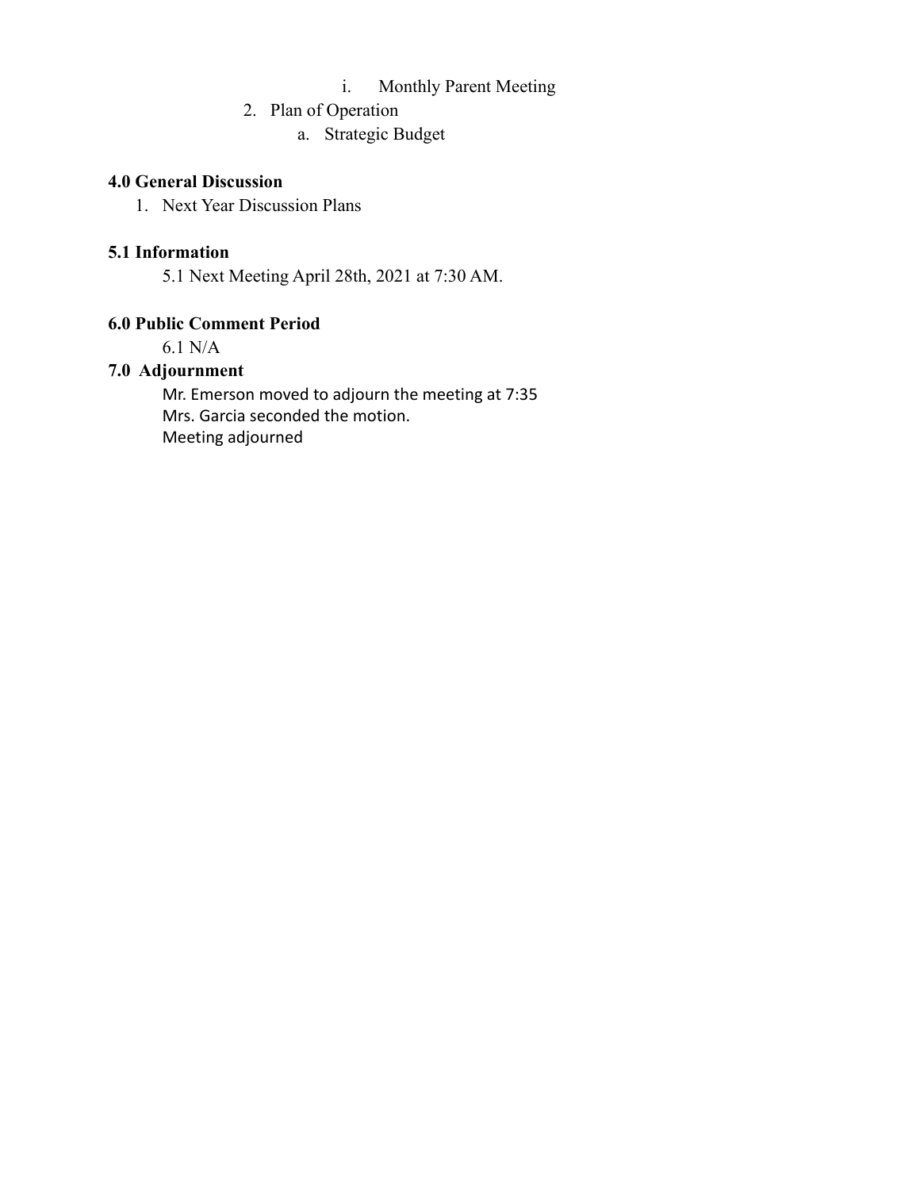i. Monthly Parent Meeting

2. Plan of Operation
   a. Strategic Budget

**4.0 General Discussion**

1. Next Year Discussion Plans

**5.1 Information**

5.1 Next Meeting April 28th, 2021 at 7:30 AM.

**6.0 Public Comment Period**

6.1 N/A

**7.0 Adjournment**

Mr. Emerson moved to adjourn the meeting at 7:35
Mrs. Garcia seconded the motion.
Meeting adjourned